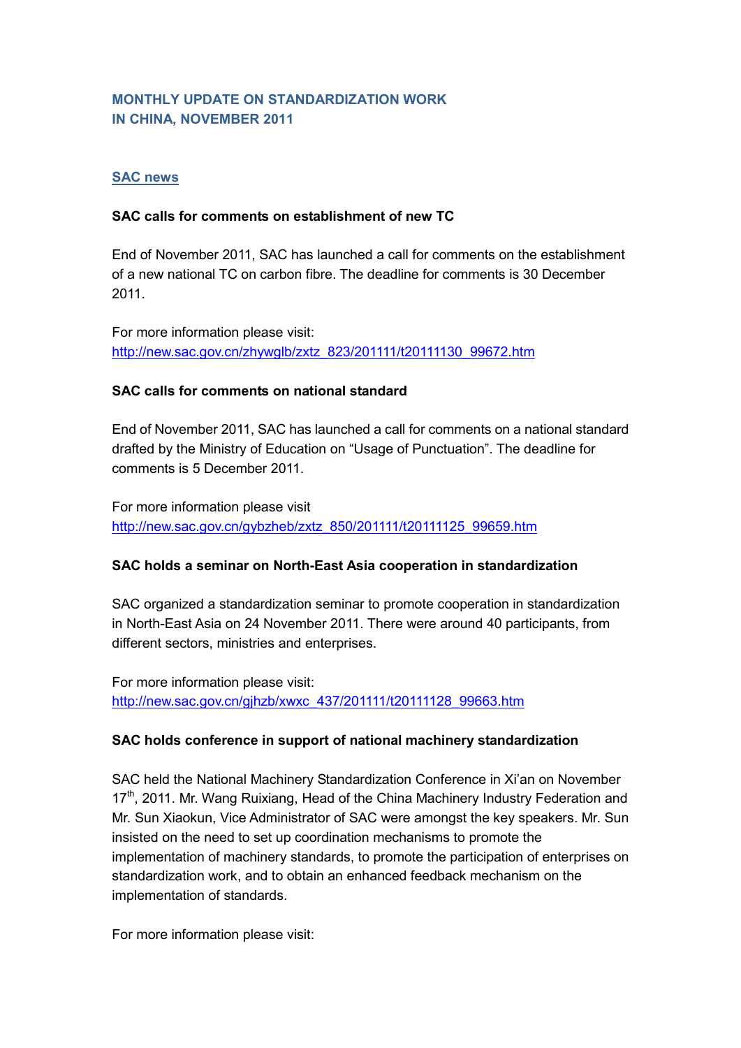## MONTHLY UPDATE ON STANDARDIZATION WORK IN CHINA, NOVEMBER 2011

### SAC news

**SAC calls for comments on establishment of new TC**

End of November 2011, SAC has launched a call for comments on the establishment of a new national TC on carbon fibre. The deadline for comments is 30 December 2011.

For more information please visit:
http://new.sac.gov.cn/zhywglb/zxtz_823/201111/t20111130_99672.htm

**SAC calls for comments on national standard**

End of November 2011, SAC has launched a call for comments on a national standard drafted by the Ministry of Education on "Usage of Punctuation". The deadline for comments is 5 December 2011.

For more information please visit
http://new.sac.gov.cn/gybzheb/zxtz_850/201111/t20111125_99659.htm

**SAC holds a seminar on North-East Asia cooperation in standardization**

SAC organized a standardization seminar to promote cooperation in standardization in North-East Asia on 24 November 2011. There were around 40 participants, from different sectors, ministries and enterprises.

For more information please visit:
http://new.sac.gov.cn/gjhzb/xwxc_437/201111/t20111128_99663.htm

**SAC holds conference in support of national machinery standardization**

SAC held the National Machinery Standardization Conference in Xi'an on November 17th, 2011. Mr. Wang Ruixiang, Head of the China Machinery Industry Federation and Mr. Sun Xiaokun, Vice Administrator of SAC were amongst the key speakers. Mr. Sun insisted on the need to set up coordination mechanisms to promote the implementation of machinery standards, to promote the participation of enterprises on standardization work, and to obtain an enhanced feedback mechanism on the implementation of standards.

For more information please visit: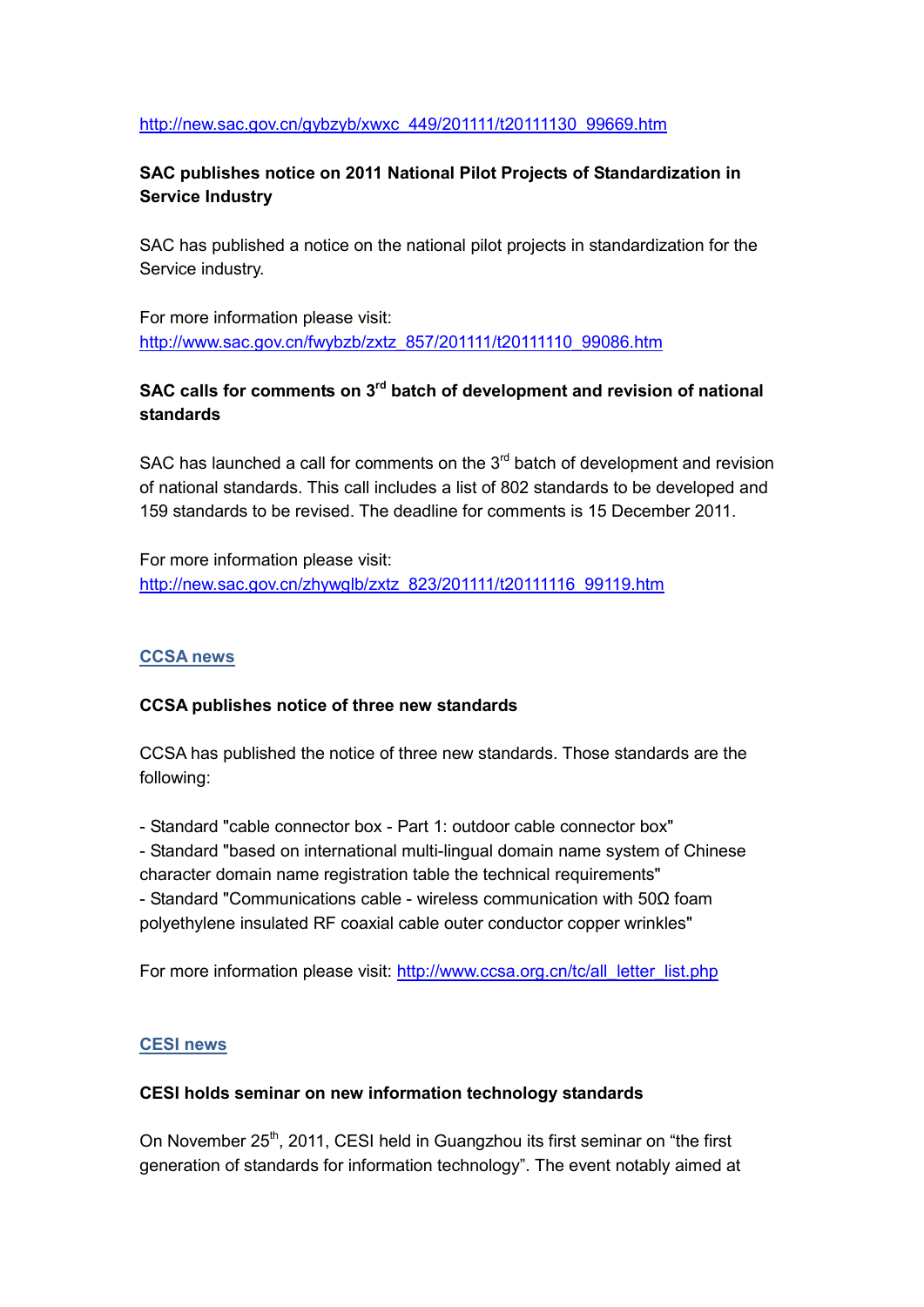http://new.sac.gov.cn/gybzyb/xwxc_449/201111/t20111130_99669.htm

**SAC publishes notice on 2011 National Pilot Projects of Standardization in Service Industry**

SAC has published a notice on the national pilot projects in standardization for the Service industry.

For more information please visit:
http://www.sac.gov.cn/fwybzb/zxtz_857/201111/t20111110_99086.htm

**SAC calls for comments on 3rd batch of development and revision of national standards**

SAC has launched a call for comments on the 3rd batch of development and revision of national standards. This call includes a list of 802 standards to be developed and 159 standards to be revised. The deadline for comments is 15 December 2011.

For more information please visit:
http://new.sac.gov.cn/zhywglb/zxtz_823/201111/t20111116_99119.htm

## CCSA news

**CCSA publishes notice of three new standards**

CCSA has published the notice of three new standards. Those standards are the following:

- Standard "cable connector box - Part 1: outdoor cable connector box"
- Standard "based on international multi-lingual domain name system of Chinese character domain name registration table the technical requirements"
- Standard "Communications cable - wireless communication with 50Ω foam polyethylene insulated RF coaxial cable outer conductor copper wrinkles"

For more information please visit: http://www.ccsa.org.cn/tc/all_letter_list.php

## CESI news

**CESI holds seminar on new information technology standards**

On November 25th, 2011, CESI held in Guangzhou its first seminar on "the first generation of standards for information technology". The event notably aimed at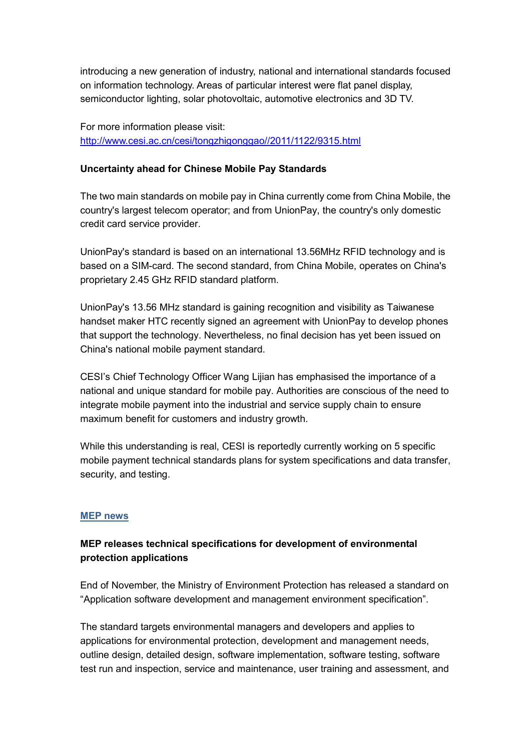introducing a new generation of industry, national and international standards focused on information technology. Areas of particular interest were flat panel display, semiconductor lighting, solar photovoltaic, automotive electronics and 3D TV.

For more information please visit:
http://www.cesi.ac.cn/cesi/tongzhigonggao//2011/1122/9315.html

**Uncertainty ahead for Chinese Mobile Pay Standards**

The two main standards on mobile pay in China currently come from China Mobile, the country's largest telecom operator; and from UnionPay, the country's only domestic credit card service provider.

UnionPay's standard is based on an international 13.56MHz RFID technology and is based on a SIM-card. The second standard, from China Mobile, operates on China's proprietary 2.45 GHz RFID standard platform.

UnionPay's 13.56 MHz standard is gaining recognition and visibility as Taiwanese handset maker HTC recently signed an agreement with UnionPay to develop phones that support the technology. Nevertheless, no final decision has yet been issued on China's national mobile payment standard.

CESI's Chief Technology Officer Wang Lijian has emphasised the importance of a national and unique standard for mobile pay. Authorities are conscious of the need to integrate mobile payment into the industrial and service supply chain to ensure maximum benefit for customers and industry growth.

While this understanding is real, CESI is reportedly currently working on 5 specific mobile payment technical standards plans for system specifications and data transfer, security, and testing.

## MEP news

**MEP releases technical specifications for development of environmental protection applications**

End of November, the Ministry of Environment Protection has released a standard on "Application software development and management environment specification".

The standard targets environmental managers and developers and applies to applications for environmental protection, development and management needs, outline design, detailed design, software implementation, software testing, software test run and inspection, service and maintenance, user training and assessment, and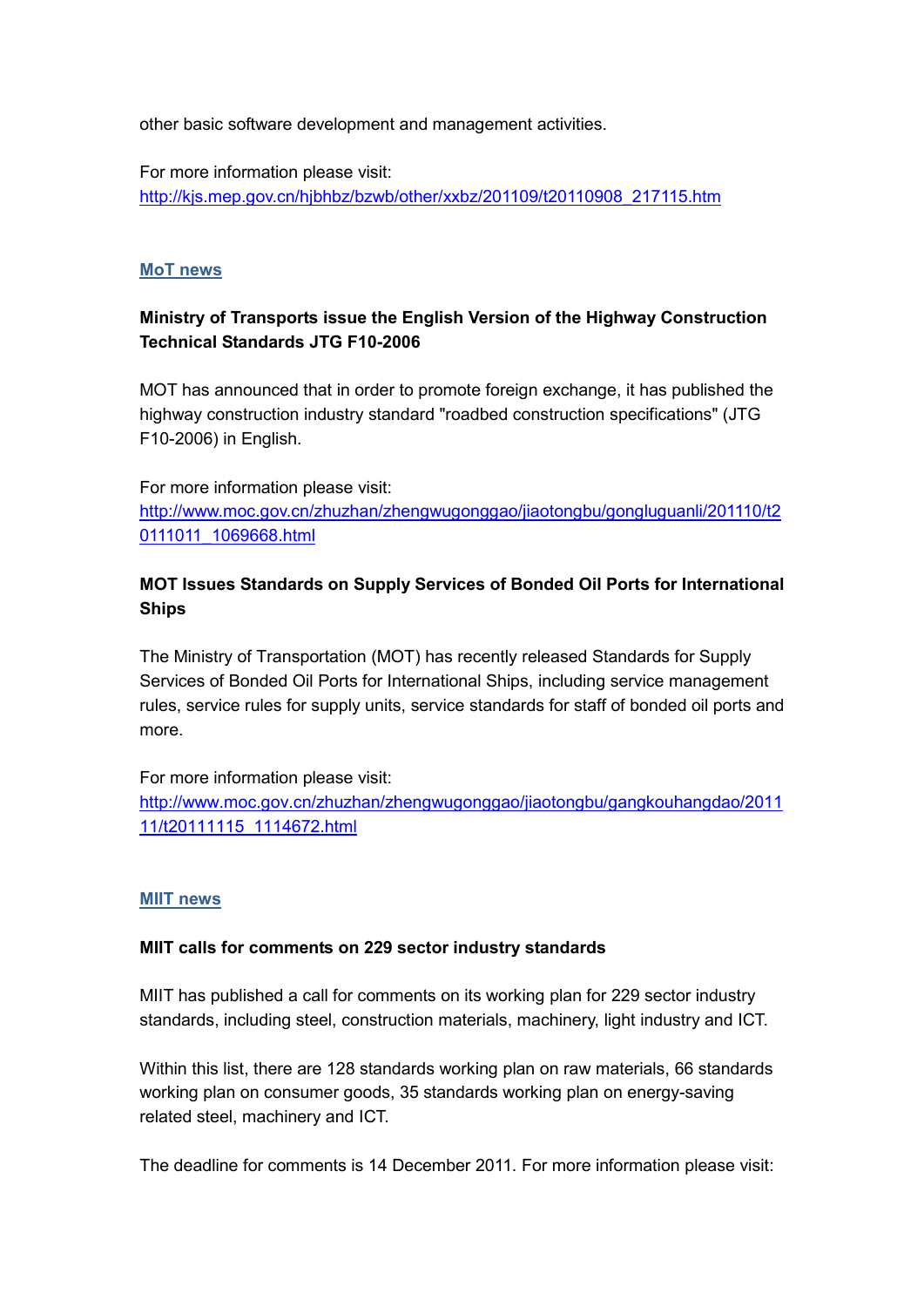other basic software development and management activities.

For more information please visit:
http://kjs.mep.gov.cn/hjbhbz/bzwb/other/xxbz/201109/t20110908_217115.htm

## MoT news

**Ministry of Transports issue the English Version of the Highway Construction Technical Standards JTG F10-2006**

MOT has announced that in order to promote foreign exchange, it has published the highway construction industry standard "roadbed construction specifications" (JTG F10-2006) in English.

For more information please visit:
http://www.moc.gov.cn/zhuzhan/zhengwugonggao/jiaotongbu/gongluguanli/201110/t20111011_1069668.html

**MOT Issues Standards on Supply Services of Bonded Oil Ports for International Ships**

The Ministry of Transportation (MOT) has recently released Standards for Supply Services of Bonded Oil Ports for International Ships, including service management rules, service rules for supply units, service standards for staff of bonded oil ports and more.

For more information please visit:
http://www.moc.gov.cn/zhuzhan/zhengwugonggao/jiaotongbu/gangkouhangdao/201111/t20111115_1114672.html

## MIIT news

**MIIT calls for comments on 229 sector industry standards**

MIIT has published a call for comments on its working plan for 229 sector industry standards, including steel, construction materials, machinery, light industry and ICT.

Within this list, there are 128 standards working plan on raw materials, 66 standards working plan on consumer goods, 35 standards working plan on energy-saving related steel, machinery and ICT.

The deadline for comments is 14 December 2011. For more information please visit: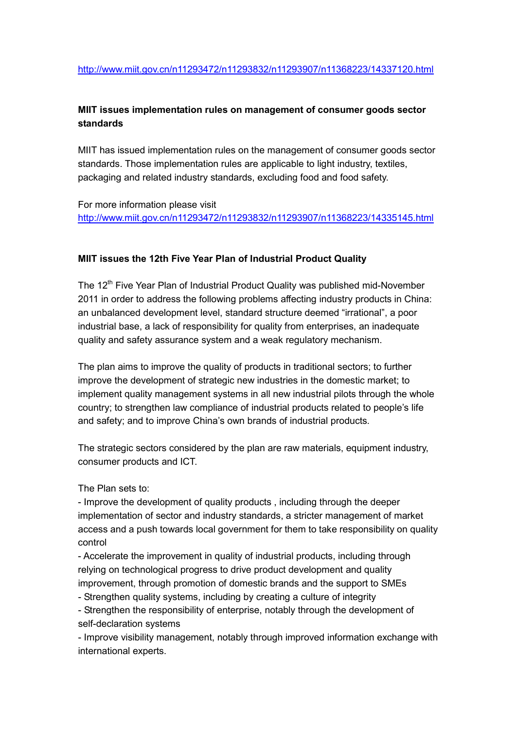http://www.miit.gov.cn/n11293472/n11293832/n11293907/n11368223/14337120.html

**MIIT issues implementation rules on management of consumer goods sector standards**

MIIT has issued implementation rules on the management of consumer goods sector standards. Those implementation rules are applicable to light industry, textiles, packaging and related industry standards, excluding food and food safety.

For more information please visit
http://www.miit.gov.cn/n11293472/n11293832/n11293907/n11368223/14335145.html

**MIIT issues the 12th Five Year Plan of Industrial Product Quality**

The 12th Five Year Plan of Industrial Product Quality was published mid-November 2011 in order to address the following problems affecting industry products in China: an unbalanced development level, standard structure deemed "irrational", a poor industrial base, a lack of responsibility for quality from enterprises, an inadequate quality and safety assurance system and a weak regulatory mechanism.

The plan aims to improve the quality of products in traditional sectors; to further improve the development of strategic new industries in the domestic market; to implement quality management systems in all new industrial pilots through the whole country; to strengthen law compliance of industrial products related to people's life and safety; and to improve China's own brands of industrial products.

The strategic sectors considered by the plan are raw materials, equipment industry, consumer products and ICT.

The Plan sets to:
- Improve the development of quality products , including through the deeper implementation of sector and industry standards, a stricter management of market access and a push towards local government for them to take responsibility on quality control
- Accelerate the improvement in quality of industrial products, including through relying on technological progress to drive product development and quality improvement, through promotion of domestic brands and the support to SMEs
- Strengthen quality systems, including by creating a culture of integrity
- Strengthen the responsibility of enterprise, notably through the development of self-declaration systems
- Improve visibility management, notably through improved information exchange with international experts.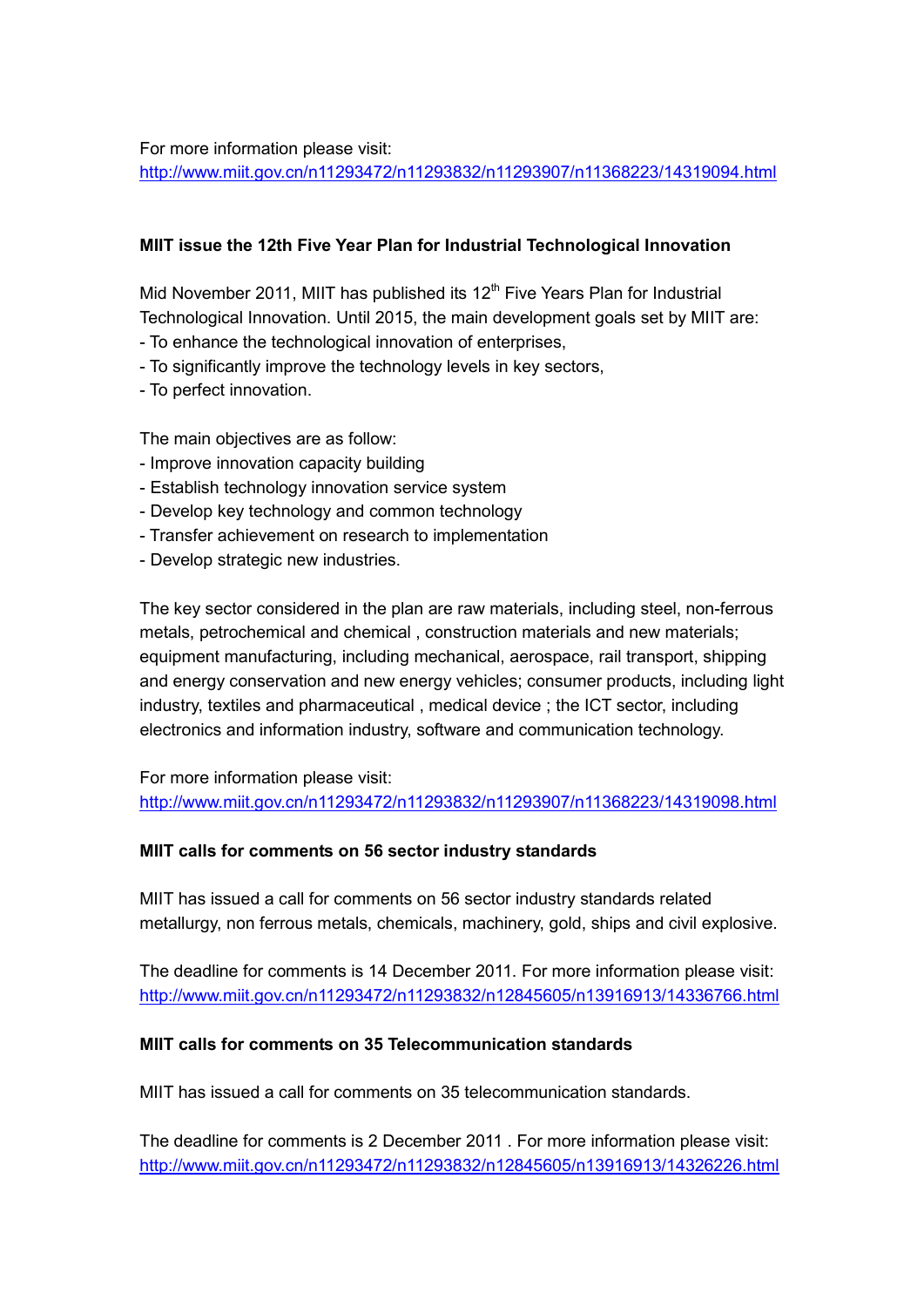For more information please visit:
http://www.miit.gov.cn/n11293472/n11293832/n11293907/n11368223/14319094.html

**MIIT issue the 12th Five Year Plan for Industrial Technological Innovation**

Mid November 2011, MIIT has published its 12th Five Years Plan for Industrial Technological Innovation. Until 2015, the main development goals set by MIIT are:

- To enhance the technological innovation of enterprises,
- To significantly improve the technology levels in key sectors,
- To perfect innovation.

The main objectives are as follow:

- Improve innovation capacity building
- Establish technology innovation service system
- Develop key technology and common technology
- Transfer achievement on research to implementation
- Develop strategic new industries.

The key sector considered in the plan are raw materials, including steel, non-ferrous metals, petrochemical and chemical , construction materials and new materials; equipment manufacturing, including mechanical, aerospace, rail transport, shipping and energy conservation and new energy vehicles; consumer products, including light industry, textiles and pharmaceutical , medical device ; the ICT sector, including electronics and information industry, software and communication technology.

For more information please visit:
http://www.miit.gov.cn/n11293472/n11293832/n11293907/n11368223/14319098.html

**MIIT calls for comments on 56 sector industry standards**

MIIT has issued a call for comments on 56 sector industry standards related metallurgy, non ferrous metals, chemicals, machinery, gold, ships and civil explosive.

The deadline for comments is 14 December 2011. For more information please visit:
http://www.miit.gov.cn/n11293472/n11293832/n12845605/n13916913/14336766.html

**MIIT calls for comments on 35 Telecommunication standards**

MIIT has issued a call for comments on 35 telecommunication standards.

The deadline for comments is 2 December 2011 . For more information please visit:
http://www.miit.gov.cn/n11293472/n11293832/n12845605/n13916913/14326226.html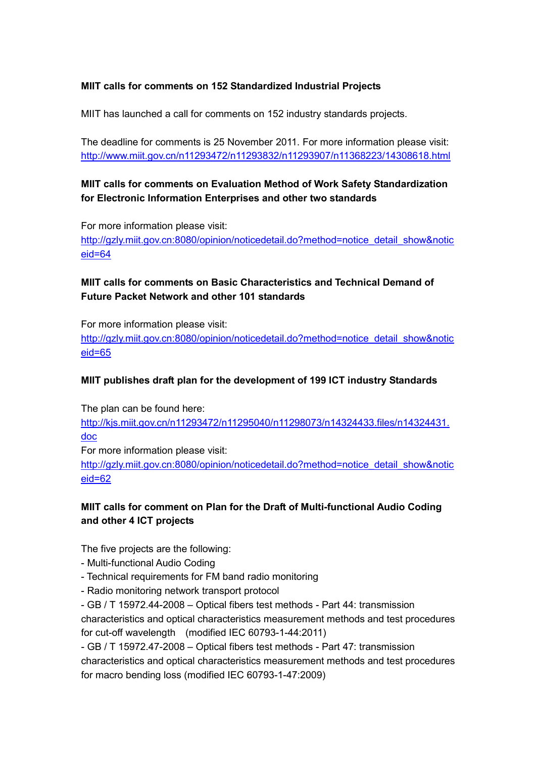**MIIT calls for comments on 152 Standardized Industrial Projects**

MIIT has launched a call for comments on 152 industry standards projects.

The deadline for comments is 25 November 2011. For more information please visit: http://www.miit.gov.cn/n11293472/n11293832/n11293907/n11368223/14308618.html

**MIIT calls for comments on Evaluation Method of Work Safety Standardization for Electronic Information Enterprises and other two standards**

For more information please visit: http://gzly.miit.gov.cn:8080/opinion/noticedetail.do?method=notice_detail_show&noticeid=64

**MIIT calls for comments on Basic Characteristics and Technical Demand of Future Packet Network and other 101 standards**

For more information please visit: http://gzly.miit.gov.cn:8080/opinion/noticedetail.do?method=notice_detail_show&noticeid=65

**MIIT publishes draft plan for the development of 199 ICT industry Standards**

The plan can be found here: http://kjs.miit.gov.cn/n11293472/n11295040/n11298073/n14324433.files/n14324431.doc
For more information please visit: http://gzly.miit.gov.cn:8080/opinion/noticedetail.do?method=notice_detail_show&noticeid=62

**MIIT calls for comment on Plan for the Draft of Multi-functional Audio Coding and other 4 ICT projects**

The five projects are the following:
- Multi-functional Audio Coding
- Technical requirements for FM band radio monitoring
- Radio monitoring network transport protocol
- GB / T 15972.44-2008 – Optical fibers test methods - Part 44: transmission characteristics and optical characteristics measurement methods and test procedures for cut-off wavelength (modified IEC 60793-1-44:2011)
- GB / T 15972.47-2008 – Optical fibers test methods - Part 47: transmission characteristics and optical characteristics measurement methods and test procedures for macro bending loss (modified IEC 60793-1-47:2009)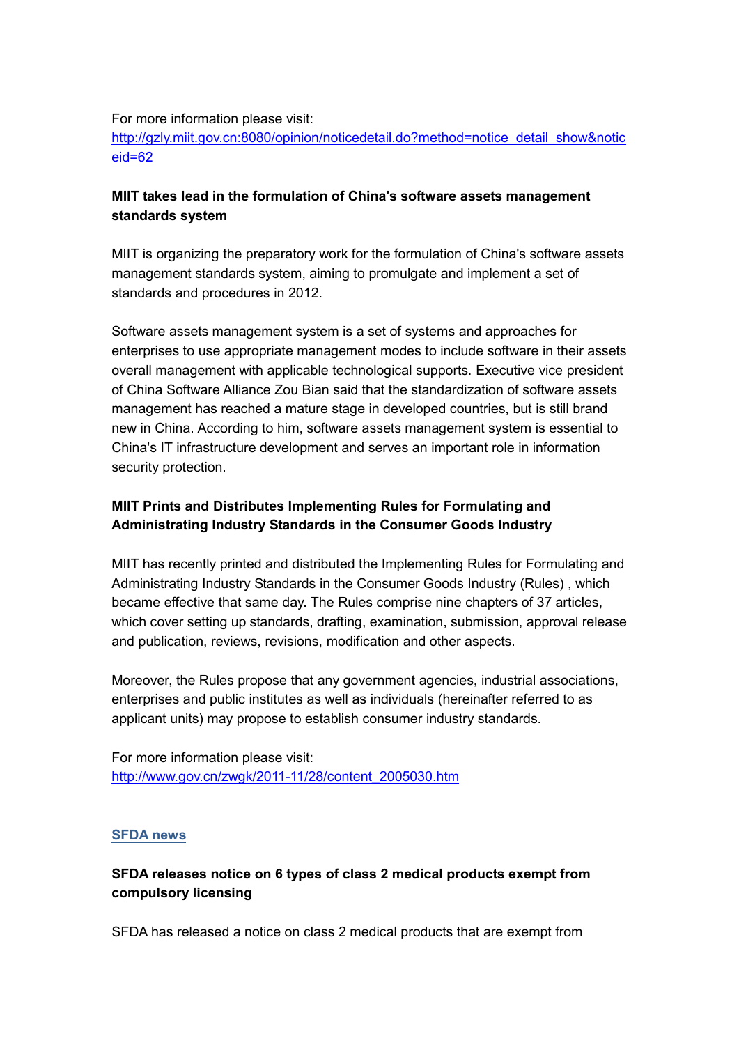For more information please visit:
[http://gzly.miit.gov.cn:8080/opinion/noticedetail.do?method=notice_detail_show&noticeid=62](http://gzly.miit.gov.cn:8080/opinion/noticedetail.do?method=notice_detail_show&noticeid=62)

**MIIT takes lead in the formulation of China's software assets management standards system**

MIIT is organizing the preparatory work for the formulation of China's software assets management standards system, aiming to promulgate and implement a set of standards and procedures in 2012.

Software assets management system is a set of systems and approaches for enterprises to use appropriate management modes to include software in their assets overall management with applicable technological supports. Executive vice president of China Software Alliance Zou Bian said that the standardization of software assets management has reached a mature stage in developed countries, but is still brand new in China. According to him, software assets management system is essential to China's IT infrastructure development and serves an important role in information security protection.

**MIIT Prints and Distributes Implementing Rules for Formulating and Administrating Industry Standards in the Consumer Goods Industry**

MIIT has recently printed and distributed the Implementing Rules for Formulating and Administrating Industry Standards in the Consumer Goods Industry (Rules) , which became effective that same day. The Rules comprise nine chapters of 37 articles, which cover setting up standards, drafting, examination, submission, approval release and publication, reviews, revisions, modification and other aspects.

Moreover, the Rules propose that any government agencies, industrial associations, enterprises and public institutes as well as individuals (hereinafter referred to as applicant units) may propose to establish consumer industry standards.

For more information please visit:
[http://www.gov.cn/zwgk/2011-11/28/content_2005030.htm](http://www.gov.cn/zwgk/2011-11/28/content_2005030.htm)

## SFDA news

**SFDA releases notice on 6 types of class 2 medical products exempt from compulsory licensing**

SFDA has released a notice on class 2 medical products that are exempt from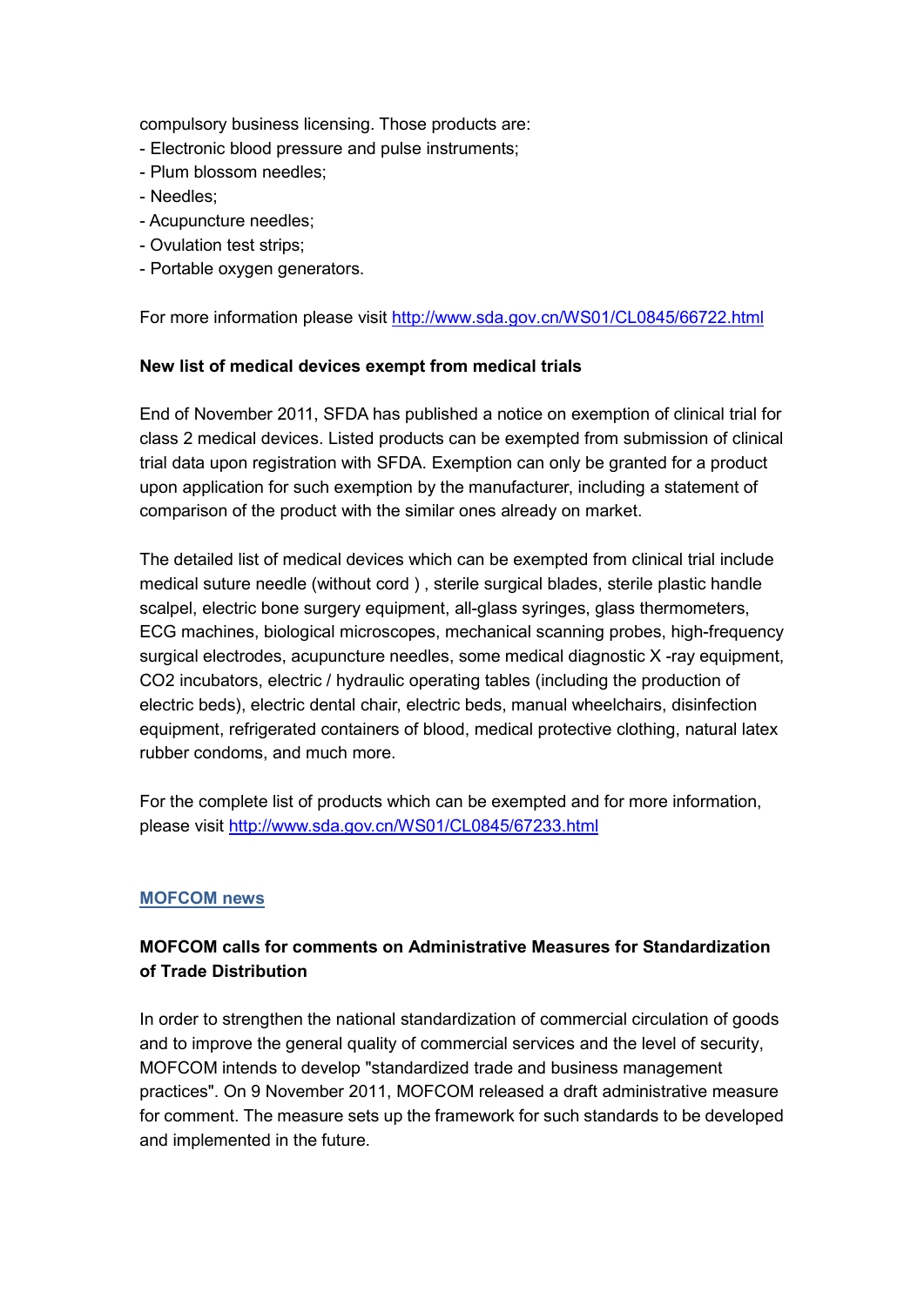compulsory business licensing. Those products are:

- Electronic blood pressure and pulse instruments;
- Plum blossom needles;
- Needles;
- Acupuncture needles;
- Ovulation test strips;
- Portable oxygen generators.

For more information please visit http://www.sda.gov.cn/WS01/CL0845/66722.html

**New list of medical devices exempt from medical trials**

End of November 2011, SFDA has published a notice on exemption of clinical trial for class 2 medical devices. Listed products can be exempted from submission of clinical trial data upon registration with SFDA. Exemption can only be granted for a product upon application for such exemption by the manufacturer, including a statement of comparison of the product with the similar ones already on market.

The detailed list of medical devices which can be exempted from clinical trial include medical suture needle (without cord ) , sterile surgical blades, sterile plastic handle scalpel, electric bone surgery equipment, all-glass syringes, glass thermometers, ECG machines, biological microscopes, mechanical scanning probes, high-frequency surgical electrodes, acupuncture needles, some medical diagnostic X -ray equipment, $CO_2$ incubators, electric / hydraulic operating tables (including the production of electric beds), electric dental chair, electric beds, manual wheelchairs, disinfection equipment, refrigerated containers of blood, medical protective clothing, natural latex rubber condoms, and much more.

For the complete list of products which can be exempted and for more information, please visit http://www.sda.gov.cn/WS01/CL0845/67233.html

## MOFCOM news

**MOFCOM calls for comments on Administrative Measures for Standardization of Trade Distribution**

In order to strengthen the national standardization of commercial circulation of goods and to improve the general quality of commercial services and the level of security, MOFCOM intends to develop "standardized trade and business management practices". On 9 November 2011, MOFCOM released a draft administrative measure for comment. The measure sets up the framework for such standards to be developed and implemented in the future.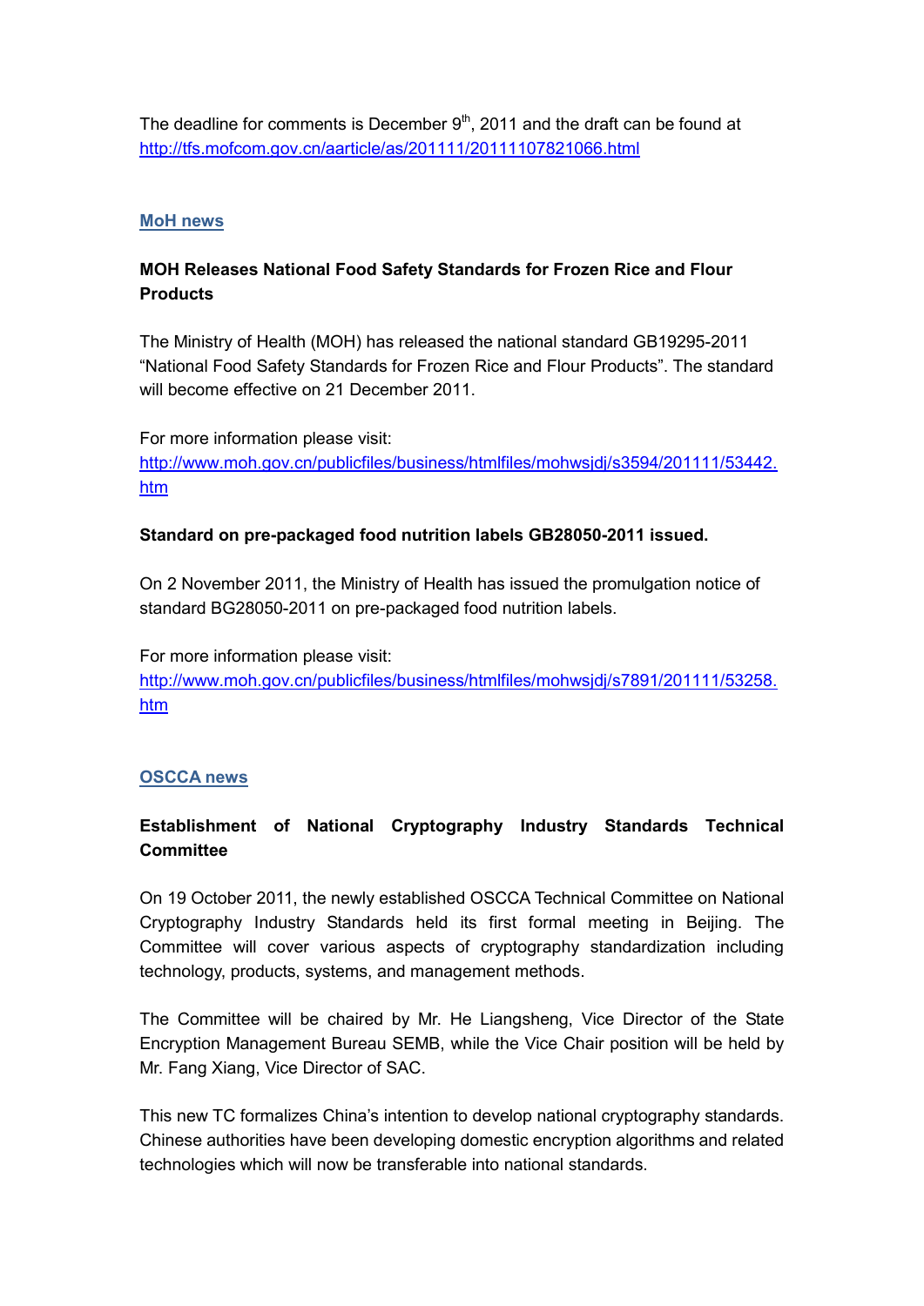The deadline for comments is December 9th, 2011 and the draft can be found at http://tfs.mofcom.gov.cn/aarticle/as/201111/20111107821066.html

## MoH news

### MOH Releases National Food Safety Standards for Frozen Rice and Flour Products

The Ministry of Health (MOH) has released the national standard GB19295-2011 "National Food Safety Standards for Frozen Rice and Flour Products". The standard will become effective on 21 December 2011.

For more information please visit:
http://www.moh.gov.cn/publicfiles/business/htmlfiles/mohwsjdj/s3594/201111/53442.htm

### Standard on pre-packaged food nutrition labels GB28050-2011 issued.

On 2 November 2011, the Ministry of Health has issued the promulgation notice of standard BG28050-2011 on pre-packaged food nutrition labels.

For more information please visit:
http://www.moh.gov.cn/publicfiles/business/htmlfiles/mohwsjdj/s7891/201111/53258.htm

## OSCCA news

### Establishment of National Cryptography Industry Standards Technical Committee

On 19 October 2011, the newly established OSCCA Technical Committee on National Cryptography Industry Standards held its first formal meeting in Beijing. The Committee will cover various aspects of cryptography standardization including technology, products, systems, and management methods.

The Committee will be chaired by Mr. He Liangsheng, Vice Director of the State Encryption Management Bureau SEMB, while the Vice Chair position will be held by Mr. Fang Xiang, Vice Director of SAC.

This new TC formalizes China's intention to develop national cryptography standards. Chinese authorities have been developing domestic encryption algorithms and related technologies which will now be transferable into national standards.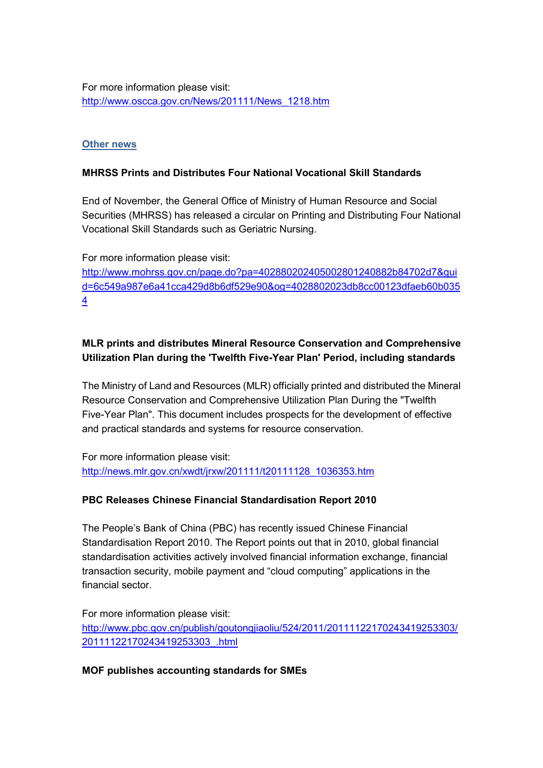For more information please visit:
http://www.oscca.gov.cn/News/201111/News_1218.htm

## Other news

**MHRSS Prints and Distributes Four National Vocational Skill Standards**

End of November, the General Office of Ministry of Human Resource and Social Securities (MHRSS) has released a circular on Printing and Distributing Four National Vocational Skill Standards such as Geriatric Nursing.

For more information please visit:
http://www.mohrss.gov.cn/page.do?pa=402880202405002801240882b84702d7&guid=6c549a987e6a41cca429d8b6df529e90&og=4028802023db8cc00123dfaeb60b0354

**MLR prints and distributes Mineral Resource Conservation and Comprehensive Utilization Plan during the 'Twelfth Five-Year Plan' Period, including standards**

The Ministry of Land and Resources (MLR) officially printed and distributed the Mineral Resource Conservation and Comprehensive Utilization Plan During the "Twelfth Five-Year Plan". This document includes prospects for the development of effective and practical standards and systems for resource conservation.

For more information please visit:
http://news.mlr.gov.cn/xwdt/jrxw/201111/t20111128_1036353.htm

**PBC Releases Chinese Financial Standardisation Report 2010**

The People's Bank of China (PBC) has recently issued Chinese Financial Standardisation Report 2010. The Report points out that in 2010, global financial standardisation activities actively involved financial information exchange, financial transaction security, mobile payment and "cloud computing" applications in the financial sector.

For more information please visit:
http://www.pbc.gov.cn/publish/goutongjiaoliu/524/2011/20111122170243419253303/20111122170243419253303_.html

**MOF publishes accounting standards for SMEs**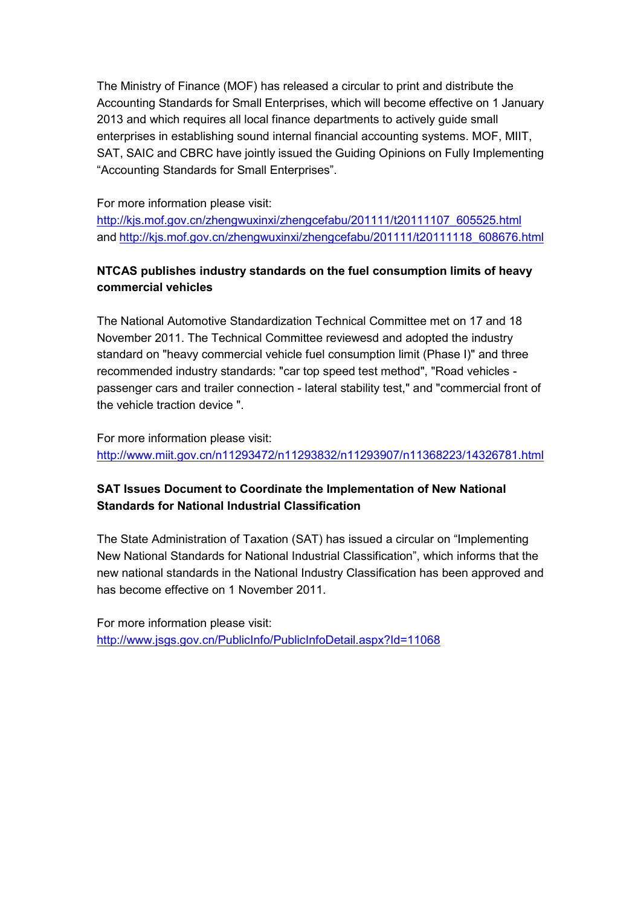The Ministry of Finance (MOF) has released a circular to print and distribute the Accounting Standards for Small Enterprises, which will become effective on 1 January 2013 and which requires all local finance departments to actively guide small enterprises in establishing sound internal financial accounting systems. MOF, MIIT, SAT, SAIC and CBRC have jointly issued the Guiding Opinions on Fully Implementing "Accounting Standards for Small Enterprises".

For more information please visit:
http://kjs.mof.gov.cn/zhengwuxinxi/zhengcefabu/201111/t20111107_605525.html and http://kjs.mof.gov.cn/zhengwuxinxi/zhengcefabu/201111/t20111118_608676.html

**NTCAS publishes industry standards on the fuel consumption limits of heavy commercial vehicles**

The National Automotive Standardization Technical Committee met on 17 and 18 November 2011. The Technical Committee reviewesd and adopted the industry standard on "heavy commercial vehicle fuel consumption limit (Phase I)" and three recommended industry standards: "car top speed test method", "Road vehicles - passenger cars and trailer connection - lateral stability test," and "commercial front of the vehicle traction device ".

For more information please visit:
http://www.miit.gov.cn/n11293472/n11293832/n11293907/n11368223/14326781.html

**SAT Issues Document to Coordinate the Implementation of New National Standards for National Industrial Classification**

The State Administration of Taxation (SAT) has issued a circular on "Implementing New National Standards for National Industrial Classification", which informs that the new national standards in the National Industry Classification has been approved and has become effective on 1 November 2011.

For more information please visit:
http://www.jsgs.gov.cn/PublicInfo/PublicInfoDetail.aspx?Id=11068